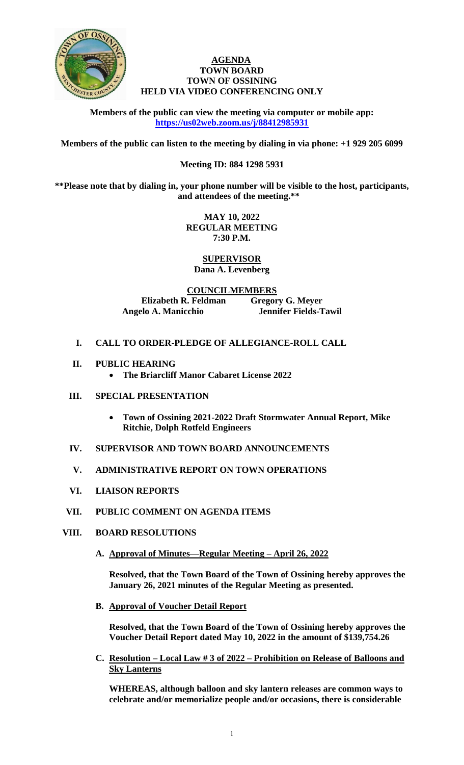# AGENDA
## TOWN BOARD
## TOWN OF OSSINING
## HELD VIA VIDEO CONFERENCING ONLY

**Members of the public can view the meeting via computer or mobile app: https://us02web.zoom.us/j/88412985931**

**Members of the public can listen to the meeting by dialing in via phone: +1 929 205 6099**

**Meeting ID: 884 1298 5931**

**\*\*Please note that by dialing in, your phone number will be visible to the host, participants, and attendees of the meeting.\*\***

**MAY 10, 2022**
**REGULAR MEETING**
**7:30 P.M.**

**SUPERVISOR**
**Dana A. Levenberg**

**COUNCILMEMBERS**

| | |
|---|---|
| **Elizabeth R. Feldman** | **Gregory G. Meyer** |
| **Angelo A. Manicchio** | **Jennifer Fields-Tawil** |

**I. CALL TO ORDER-PLEDGE OF ALLEGIANCE-ROLL CALL**

**II. PUBLIC HEARING**

- **The Briarcliff Manor Cabaret License 2022**

**III. SPECIAL PRESENTATION**

- **Town of Ossining 2021-2022 Draft Stormwater Annual Report, Mike Ritchie, Dolph Rotfeld Engineers**

**IV. SUPERVISOR AND TOWN BOARD ANNOUNCEMENTS**

**V. ADMINISTRATIVE REPORT ON TOWN OPERATIONS**

**VI. LIAISON REPORTS**

**VII. PUBLIC COMMENT ON AGENDA ITEMS**

**VIII. BOARD RESOLUTIONS**

**A. Approval of Minutes—Regular Meeting – April 26, 2022**

**Resolved, that the Town Board of the Town of Ossining hereby approves the January 26, 2021 minutes of the Regular Meeting as presented.**

**B. Approval of Voucher Detail Report**

**Resolved, that the Town Board of the Town of Ossining hereby approves the Voucher Detail Report dated May 10, 2022 in the amount of $139,754.26**

**C. Resolution – Local Law # 3 of 2022 – Prohibition on Release of Balloons and Sky Lanterns**

**WHEREAS, although balloon and sky lantern releases are common ways to celebrate and/or memorialize people and/or occasions, there is considerable**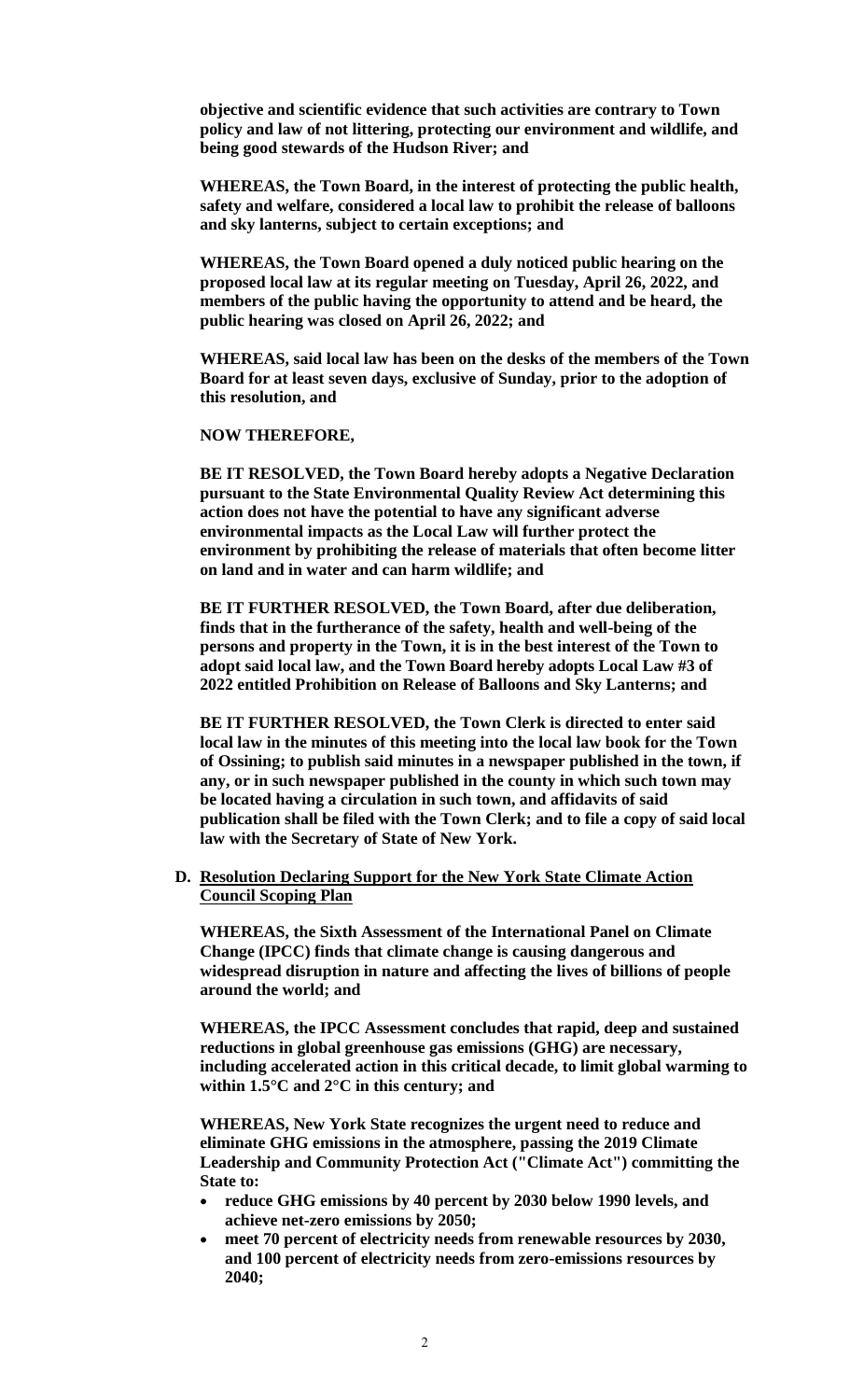**objective and scientific evidence that such activities are contrary to Town policy and law of not littering, protecting our environment and wildlife, and being good stewards of the Hudson River; and**

**WHEREAS, the Town Board, in the interest of protecting the public health, safety and welfare, considered a local law to prohibit the release of balloons and sky lanterns, subject to certain exceptions; and**

**WHEREAS, the Town Board opened a duly noticed public hearing on the proposed local law at its regular meeting on Tuesday, April 26, 2022, and members of the public having the opportunity to attend and be heard, the public hearing was closed on April 26, 2022; and**

**WHEREAS, said local law has been on the desks of the members of the Town Board for at least seven days, exclusive of Sunday, prior to the adoption of this resolution, and**

**NOW THEREFORE,**

**BE IT RESOLVED, the Town Board hereby adopts a Negative Declaration pursuant to the State Environmental Quality Review Act determining this action does not have the potential to have any significant adverse environmental impacts as the Local Law will further protect the environment by prohibiting the release of materials that often become litter on land and in water and can harm wildlife; and**

**BE IT FURTHER RESOLVED, the Town Board, after due deliberation, finds that in the furtherance of the safety, health and well-being of the persons and property in the Town, it is in the best interest of the Town to adopt said local law, and the Town Board hereby adopts Local Law #3 of 2022 entitled Prohibition on Release of Balloons and Sky Lanterns; and**

**BE IT FURTHER RESOLVED, the Town Clerk is directed to enter said local law in the minutes of this meeting into the local law book for the Town of Ossining; to publish said minutes in a newspaper published in the town, if any, or in such newspaper published in the county in which such town may be located having a circulation in such town, and affidavits of said publication shall be filed with the Town Clerk; and to file a copy of said local law with the Secretary of State of New York.**

**D. <u>Resolution Declaring Support for the New York State Climate Action Council Scoping Plan</u>**

**WHEREAS, the Sixth Assessment of the International Panel on Climate Change (IPCC) finds that climate change is causing dangerous and widespread disruption in nature and affecting the lives of billions of people around the world; and**

**WHEREAS, the IPCC Assessment concludes that rapid, deep and sustained reductions in global greenhouse gas emissions (GHG) are necessary, including accelerated action in this critical decade, to limit global warming to within 1.5°C and 2°C in this century; and**

**WHEREAS, New York State recognizes the urgent need to reduce and eliminate GHG emissions in the atmosphere, passing the 2019 Climate Leadership and Community Protection Act ("Climate Act") committing the State to:**

- **reduce GHG emissions by 40 percent by 2030 below 1990 levels, and achieve net-zero emissions by 2050;**
- **meet 70 percent of electricity needs from renewable resources by 2030, and 100 percent of electricity needs from zero-emissions resources by 2040;**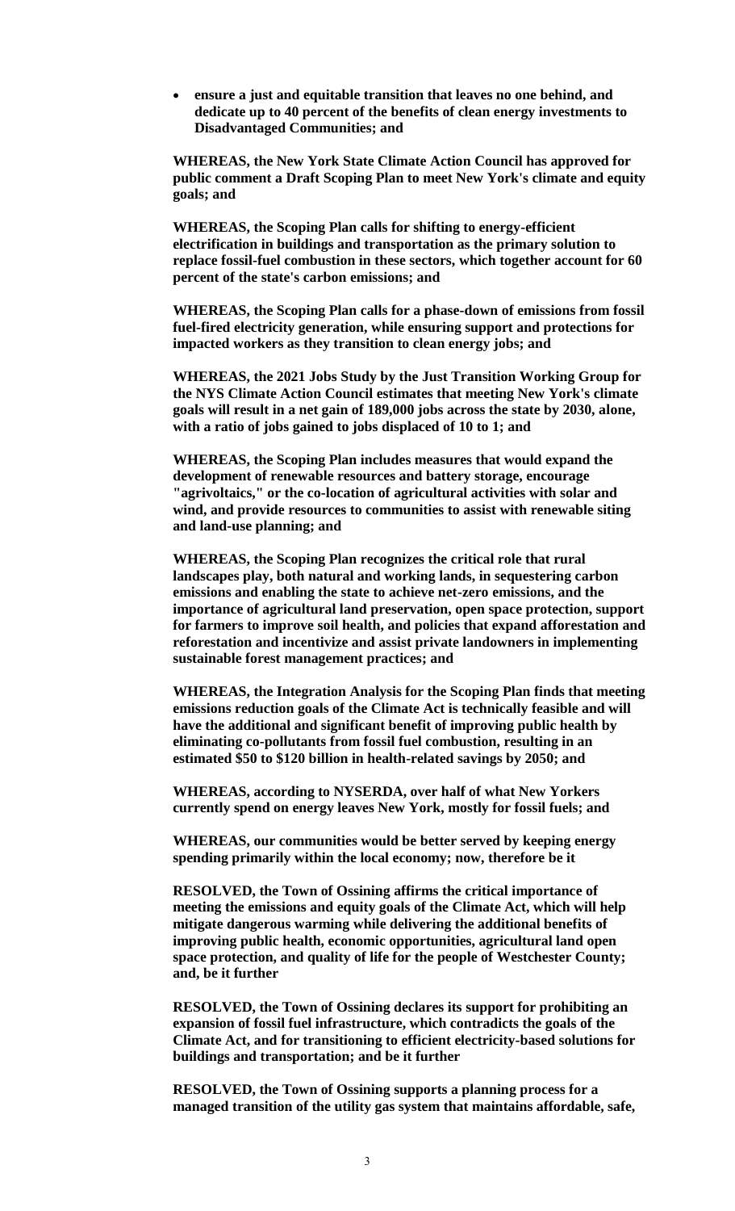- **ensure a just and equitable transition that leaves no one behind, and dedicate up to 40 percent of the benefits of clean energy investments to Disadvantaged Communities; and**

**WHEREAS, the New York State Climate Action Council has approved for public comment a Draft Scoping Plan to meet New York's climate and equity goals; and**

**WHEREAS, the Scoping Plan calls for shifting to energy-efficient electrification in buildings and transportation as the primary solution to replace fossil-fuel combustion in these sectors, which together account for 60 percent of the state's carbon emissions; and**

**WHEREAS, the Scoping Plan calls for a phase-down of emissions from fossil fuel-fired electricity generation, while ensuring support and protections for impacted workers as they transition to clean energy jobs; and**

**WHEREAS, the 2021 Jobs Study by the Just Transition Working Group for the NYS Climate Action Council estimates that meeting New York's climate goals will result in a net gain of 189,000 jobs across the state by 2030, alone, with a ratio of jobs gained to jobs displaced of 10 to 1; and**

**WHEREAS, the Scoping Plan includes measures that would expand the development of renewable resources and battery storage, encourage "agrivoltaics," or the co-location of agricultural activities with solar and wind, and provide resources to communities to assist with renewable siting and land-use planning; and**

**WHEREAS, the Scoping Plan recognizes the critical role that rural landscapes play, both natural and working lands, in sequestering carbon emissions and enabling the state to achieve net-zero emissions, and the importance of agricultural land preservation, open space protection, support for farmers to improve soil health, and policies that expand afforestation and reforestation and incentivize and assist private landowners in implementing sustainable forest management practices; and**

**WHEREAS, the Integration Analysis for the Scoping Plan finds that meeting emissions reduction goals of the Climate Act is technically feasible and will have the additional and significant benefit of improving public health by eliminating co-pollutants from fossil fuel combustion, resulting in an estimated $50 to $120 billion in health-related savings by 2050; and**

**WHEREAS, according to NYSERDA, over half of what New Yorkers currently spend on energy leaves New York, mostly for fossil fuels; and**

**WHEREAS, our communities would be better served by keeping energy spending primarily within the local economy; now, therefore be it**

**RESOLVED, the Town of Ossining affirms the critical importance of meeting the emissions and equity goals of the Climate Act, which will help mitigate dangerous warming while delivering the additional benefits of improving public health, economic opportunities, agricultural land open space protection, and quality of life for the people of Westchester County; and, be it further**

**RESOLVED, the Town of Ossining declares its support for prohibiting an expansion of fossil fuel infrastructure, which contradicts the goals of the Climate Act, and for transitioning to efficient electricity-based solutions for buildings and transportation; and be it further**

**RESOLVED, the Town of Ossining supports a planning process for a managed transition of the utility gas system that maintains affordable, safe,**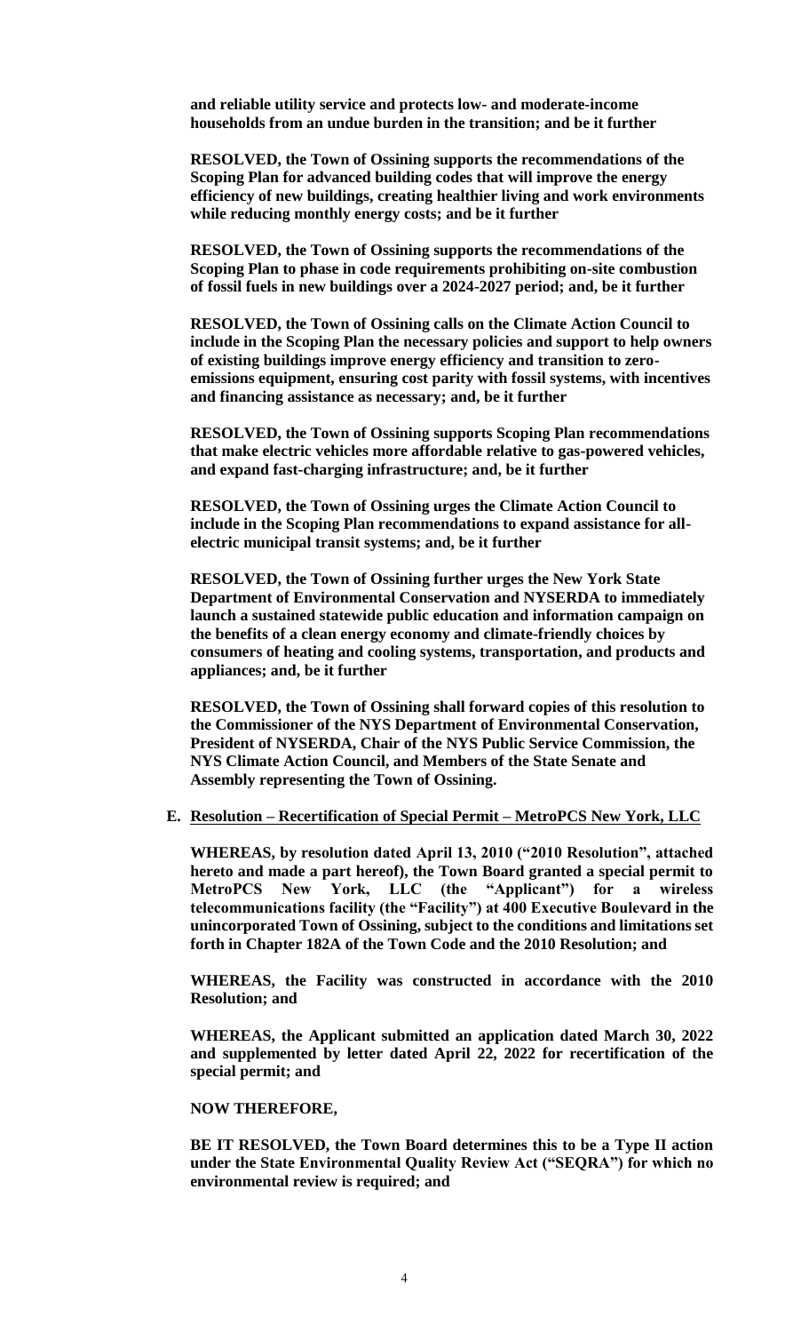**and reliable utility service and protects low- and moderate-income households from an undue burden in the transition; and be it further**

**RESOLVED, the Town of Ossining supports the recommendations of the Scoping Plan for advanced building codes that will improve the energy efficiency of new buildings, creating healthier living and work environments while reducing monthly energy costs; and be it further**

**RESOLVED, the Town of Ossining supports the recommendations of the Scoping Plan to phase in code requirements prohibiting on-site combustion of fossil fuels in new buildings over a 2024-2027 period; and, be it further**

**RESOLVED, the Town of Ossining calls on the Climate Action Council to include in the Scoping Plan the necessary policies and support to help owners of existing buildings improve energy efficiency and transition to zero-emissions equipment, ensuring cost parity with fossil systems, with incentives and financing assistance as necessary; and, be it further**

**RESOLVED, the Town of Ossining supports Scoping Plan recommendations that make electric vehicles more affordable relative to gas-powered vehicles, and expand fast-charging infrastructure; and, be it further**

**RESOLVED, the Town of Ossining urges the Climate Action Council to include in the Scoping Plan recommendations to expand assistance for all-electric municipal transit systems; and, be it further**

**RESOLVED, the Town of Ossining further urges the New York State Department of Environmental Conservation and NYSERDA to immediately launch a sustained statewide public education and information campaign on the benefits of a clean energy economy and climate-friendly choices by consumers of heating and cooling systems, transportation, and products and appliances; and, be it further**

**RESOLVED, the Town of Ossining shall forward copies of this resolution to the Commissioner of the NYS Department of Environmental Conservation, President of NYSERDA, Chair of the NYS Public Service Commission, the NYS Climate Action Council, and Members of the State Senate and Assembly representing the Town of Ossining.**

**E. Resolution – Recertification of Special Permit – MetroPCS New York, LLC**

**WHEREAS, by resolution dated April 13, 2010 ("2010 Resolution", attached hereto and made a part hereof), the Town Board granted a special permit to MetroPCS New York, LLC (the "Applicant") for a wireless telecommunications facility (the "Facility") at 400 Executive Boulevard in the unincorporated Town of Ossining, subject to the conditions and limitations set forth in Chapter 182A of the Town Code and the 2010 Resolution; and**

**WHEREAS, the Facility was constructed in accordance with the 2010 Resolution; and**

**WHEREAS, the Applicant submitted an application dated March 30, 2022 and supplemented by letter dated April 22, 2022 for recertification of the special permit; and**

**NOW THEREFORE,**

**BE IT RESOLVED, the Town Board determines this to be a Type II action under the State Environmental Quality Review Act ("SEQRA") for which no environmental review is required; and**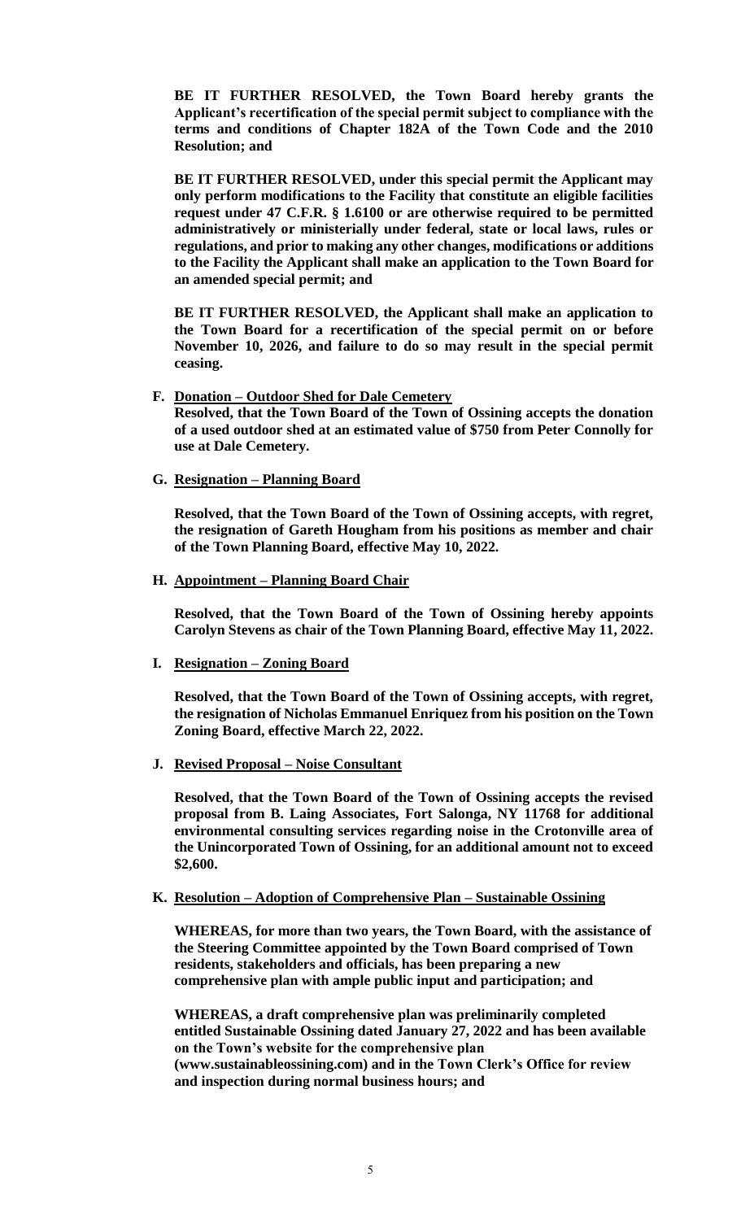**BE IT FURTHER RESOLVED, the Town Board hereby grants the Applicant's recertification of the special permit subject to compliance with the terms and conditions of Chapter 182A of the Town Code and the 2010 Resolution; and**

**BE IT FURTHER RESOLVED, under this special permit the Applicant may only perform modifications to the Facility that constitute an eligible facilities request under 47 C.F.R. § 1.6100 or are otherwise required to be permitted administratively or ministerially under federal, state or local laws, rules or regulations, and prior to making any other changes, modifications or additions to the Facility the Applicant shall make an application to the Town Board for an amended special permit; and**

**BE IT FURTHER RESOLVED, the Applicant shall make an application to the Town Board for a recertification of the special permit on or before November 10, 2026, and failure to do so may result in the special permit ceasing.**

**F. Donation – Outdoor Shed for Dale Cemetery**

**Resolved, that the Town Board of the Town of Ossining accepts the donation of a used outdoor shed at an estimated value of $750 from Peter Connolly for use at Dale Cemetery.**

**G. Resignation – Planning Board**

**Resolved, that the Town Board of the Town of Ossining accepts, with regret, the resignation of Gareth Hougham from his positions as member and chair of the Town Planning Board, effective May 10, 2022.**

**H. Appointment – Planning Board Chair**

**Resolved, that the Town Board of the Town of Ossining hereby appoints Carolyn Stevens as chair of the Town Planning Board, effective May 11, 2022.**

**I. Resignation – Zoning Board**

**Resolved, that the Town Board of the Town of Ossining accepts, with regret, the resignation of Nicholas Emmanuel Enriquez from his position on the Town Zoning Board, effective March 22, 2022.**

**J. Revised Proposal – Noise Consultant**

**Resolved, that the Town Board of the Town of Ossining accepts the revised proposal from B. Laing Associates, Fort Salonga, NY 11768 for additional environmental consulting services regarding noise in the Crotonville area of the Unincorporated Town of Ossining, for an additional amount not to exceed $2,600.**

**K. Resolution – Adoption of Comprehensive Plan – Sustainable Ossining**

**WHEREAS, for more than two years, the Town Board, with the assistance of the Steering Committee appointed by the Town Board comprised of Town residents, stakeholders and officials, has been preparing a new comprehensive plan with ample public input and participation; and**

**WHEREAS, a draft comprehensive plan was preliminarily completed entitled Sustainable Ossining dated January 27, 2022 and has been available on the Town's website for the comprehensive plan (www.sustainableossining.com) and in the Town Clerk's Office for review and inspection during normal business hours; and**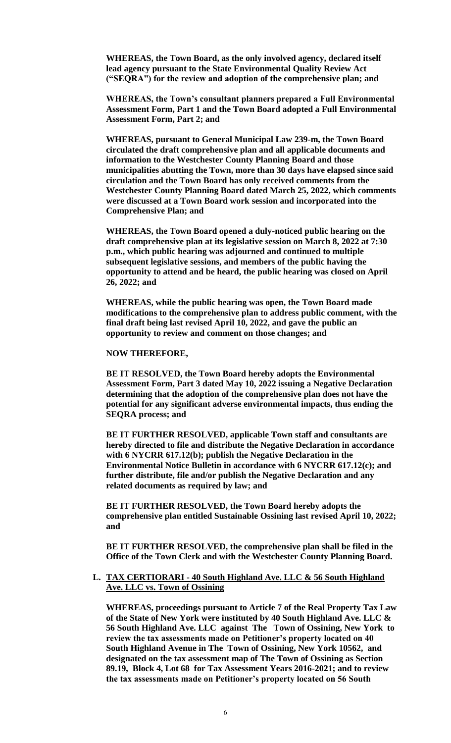**WHEREAS, the Town Board, as the only involved agency, declared itself lead agency pursuant to the State Environmental Quality Review Act ("SEQRA") for the review and adoption of the comprehensive plan; and**

**WHEREAS, the Town's consultant planners prepared a Full Environmental Assessment Form, Part 1 and the Town Board adopted a Full Environmental Assessment Form, Part 2; and**

**WHEREAS, pursuant to General Municipal Law 239-m, the Town Board circulated the draft comprehensive plan and all applicable documents and information to the Westchester County Planning Board and those municipalities abutting the Town, more than 30 days have elapsed since said circulation and the Town Board has only received comments from the Westchester County Planning Board dated March 25, 2022, which comments were discussed at a Town Board work session and incorporated into the Comprehensive Plan; and**

**WHEREAS, the Town Board opened a duly-noticed public hearing on the draft comprehensive plan at its legislative session on March 8, 2022 at 7:30 p.m., which public hearing was adjourned and continued to multiple subsequent legislative sessions, and members of the public having the opportunity to attend and be heard, the public hearing was closed on April 26, 2022; and**

**WHEREAS, while the public hearing was open, the Town Board made modifications to the comprehensive plan to address public comment, with the final draft being last revised April 10, 2022, and gave the public an opportunity to review and comment on those changes; and**

**NOW THEREFORE,**

**BE IT RESOLVED, the Town Board hereby adopts the Environmental Assessment Form, Part 3 dated May 10, 2022 issuing a Negative Declaration determining that the adoption of the comprehensive plan does not have the potential for any significant adverse environmental impacts, thus ending the SEQRA process; and**

**BE IT FURTHER RESOLVED, applicable Town staff and consultants are hereby directed to file and distribute the Negative Declaration in accordance with 6 NYCRR 617.12(b); publish the Negative Declaration in the Environmental Notice Bulletin in accordance with 6 NYCRR 617.12(c); and further distribute, file and/or publish the Negative Declaration and any related documents as required by law; and**

**BE IT FURTHER RESOLVED, the Town Board hereby adopts the comprehensive plan entitled Sustainable Ossining last revised April 10, 2022; and**

**BE IT FURTHER RESOLVED, the comprehensive plan shall be filed in the Office of the Town Clerk and with the Westchester County Planning Board.**

**L. TAX CERTIORARI - 40 South Highland Ave. LLC & 56 South Highland Ave. LLC vs. Town of Ossining**

**WHEREAS, proceedings pursuant to Article 7 of the Real Property Tax Law of the State of New York were instituted by 40 South Highland Ave. LLC & 56 South Highland Ave. LLC against The Town of Ossining, New York to review the tax assessments made on Petitioner's property located on 40 South Highland Avenue in The Town of Ossining, New York 10562, and designated on the tax assessment map of The Town of Ossining as Section 89.19, Block 4, Lot 68 for Tax Assessment Years 2016-2021; and to review the tax assessments made on Petitioner's property located on 56 South**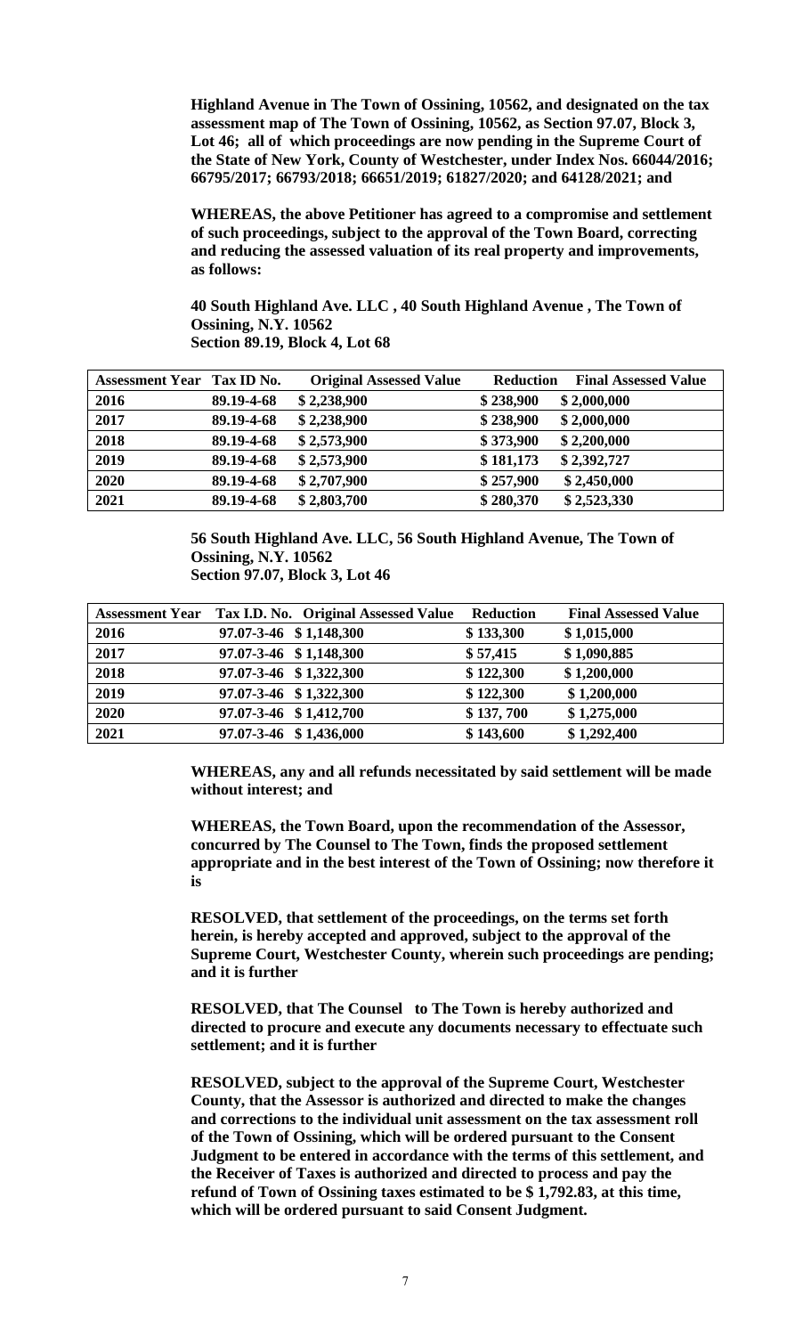**Highland Avenue in The Town of Ossining, 10562, and designated on the tax assessment map of The Town of Ossining, 10562, as Section 97.07, Block 3, Lot 46; all of which proceedings are now pending in the Supreme Court of the State of New York, County of Westchester, under Index Nos. 66044/2016; 66795/2017; 66793/2018; 66651/2019; 61827/2020; and 64128/2021; and**

**WHEREAS, the above Petitioner has agreed to a compromise and settlement of such proceedings, subject to the approval of the Town Board, correcting and reducing the assessed valuation of its real property and improvements, as follows:**

**40 South Highland Ave. LLC , 40 South Highland Avenue , The Town of Ossining, N.Y. 10562**
**Section 89.19, Block 4, Lot 68**

| Assessment Year | Tax ID No. | Original Assessed Value | Reduction | Final Assessed Value |
|---|---|---|---|---|
| 2016 | 89.19-4-68 | $ 2,238,900 | $ 238,900 | $ 2,000,000 |
| 2017 | 89.19-4-68 | $ 2,238,900 | $ 238,900 | $ 2,000,000 |
| 2018 | 89.19-4-68 | $ 2,573,900 | $ 373,900 | $ 2,200,000 |
| 2019 | 89.19-4-68 | $ 2,573,900 | $ 181,173 | $ 2,392,727 |
| 2020 | 89.19-4-68 | $ 2,707,900 | $ 257,900 | $ 2,450,000 |
| 2021 | 89.19-4-68 | $ 2,803,700 | $ 280,370 | $ 2,523,330 |

**56 South Highland Ave. LLC, 56 South Highland Avenue, The Town of Ossining, N.Y. 10562**
**Section 97.07, Block 3, Lot 46**

| Assessment Year | Tax I.D. No. | Original Assessed Value | Reduction | Final Assessed Value |
|---|---|---|---|---|
| 2016 | 97.07-3-46 | $ 1,148,300 | $ 133,300 | $ 1,015,000 |
| 2017 | 97.07-3-46 | $ 1,148,300 | $ 57,415 | $ 1,090,885 |
| 2018 | 97.07-3-46 | $ 1,322,300 | $ 122,300 | $ 1,200,000 |
| 2019 | 97.07-3-46 | $ 1,322,300 | $ 122,300 | $ 1,200,000 |
| 2020 | 97.07-3-46 | $ 1,412,700 | $ 137, 700 | $ 1,275,000 |
| 2021 | 97.07-3-46 | $ 1,436,000 | $ 143,600 | $ 1,292,400 |

**WHEREAS, any and all refunds necessitated by said settlement will be made without interest; and**

**WHEREAS, the Town Board, upon the recommendation of the Assessor, concurred by The Counsel to The Town, finds the proposed settlement appropriate and in the best interest of the Town of Ossining; now therefore it is**

**RESOLVED, that settlement of the proceedings, on the terms set forth herein, is hereby accepted and approved, subject to the approval of the Supreme Court, Westchester County, wherein such proceedings are pending; and it is further**

**RESOLVED, that The Counsel to The Town is hereby authorized and directed to procure and execute any documents necessary to effectuate such settlement; and it is further**

**RESOLVED, subject to the approval of the Supreme Court, Westchester County, that the Assessor is authorized and directed to make the changes and corrections to the individual unit assessment on the tax assessment roll of the Town of Ossining, which will be ordered pursuant to the Consent Judgment to be entered in accordance with the terms of this settlement, and the Receiver of Taxes is authorized and directed to process and pay the refund of Town of Ossining taxes estimated to be $ 1,792.83, at this time, which will be ordered pursuant to said Consent Judgment.**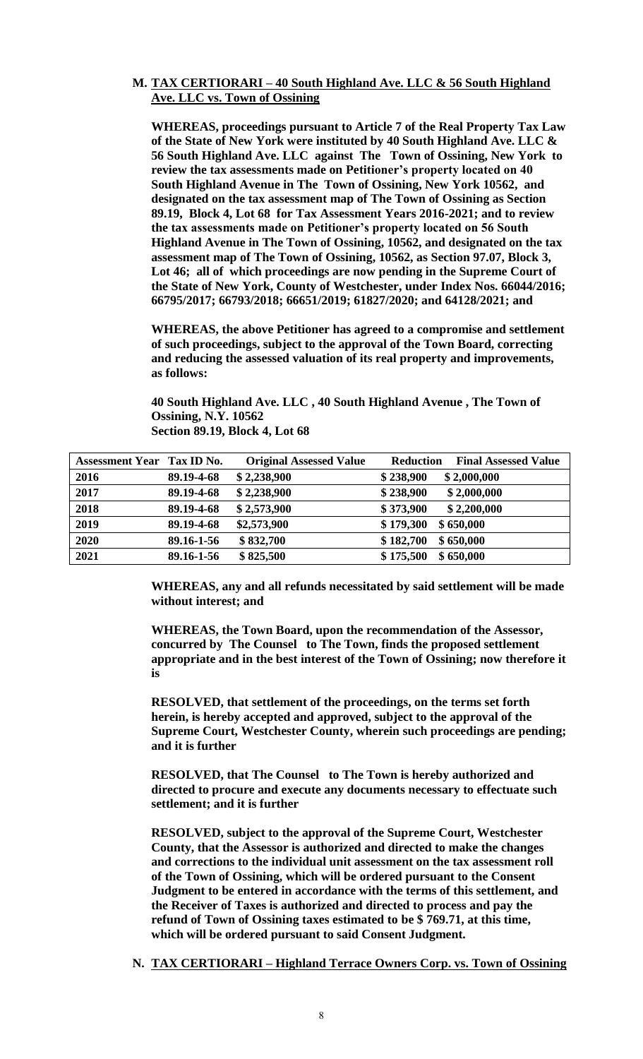**M. TAX CERTIORARI – 40 South Highland Ave. LLC & 56 South Highland Ave. LLC vs. Town of Ossining**

**WHEREAS, proceedings pursuant to Article 7 of the Real Property Tax Law of the State of New York were instituted by 40 South Highland Ave. LLC & 56 South Highland Ave. LLC against The Town of Ossining, New York to review the tax assessments made on Petitioner's property located on 40 South Highland Avenue in The Town of Ossining, New York 10562, and designated on the tax assessment map of The Town of Ossining as Section 89.19, Block 4, Lot 68 for Tax Assessment Years 2016-2021; and to review the tax assessments made on Petitioner's property located on 56 South Highland Avenue in The Town of Ossining, 10562, and designated on the tax assessment map of The Town of Ossining, 10562, as Section 97.07, Block 3, Lot 46; all of which proceedings are now pending in the Supreme Court of the State of New York, County of Westchester, under Index Nos. 66044/2016; 66795/2017; 66793/2018; 66651/2019; 61827/2020; and 64128/2021; and**

**WHEREAS, the above Petitioner has agreed to a compromise and settlement of such proceedings, subject to the approval of the Town Board, correcting and reducing the assessed valuation of its real property and improvements, as follows:**

**40 South Highland Ave. LLC , 40 South Highland Avenue , The Town of Ossining, N.Y. 10562**
**Section 89.19, Block 4, Lot 68**

| Assessment Year | Tax ID No. | Original Assessed Value | Reduction | Final Assessed Value |
|---|---|---|---|---|
| 2016 | 89.19-4-68 | $ 2,238,900 | $ 238,900 | $ 2,000,000 |
| 2017 | 89.19-4-68 | $ 2,238,900 | $ 238,900 | $ 2,000,000 |
| 2018 | 89.19-4-68 | $ 2,573,900 | $ 373,900 | $ 2,200,000 |
| 2019 | 89.19-4-68 | $2,573,900 | $ 179,300 | $ 650,000 |
| 2020 | 89.16-1-56 | $ 832,700 | $ 182,700 | $ 650,000 |
| 2021 | 89.16-1-56 | $ 825,500 | $ 175,500 | $ 650,000 |

**WHEREAS, any and all refunds necessitated by said settlement will be made without interest; and**

**WHEREAS, the Town Board, upon the recommendation of the Assessor, concurred by The Counsel to The Town, finds the proposed settlement appropriate and in the best interest of the Town of Ossining; now therefore it is**

**RESOLVED, that settlement of the proceedings, on the terms set forth herein, is hereby accepted and approved, subject to the approval of the Supreme Court, Westchester County, wherein such proceedings are pending; and it is further**

**RESOLVED, that The Counsel to The Town is hereby authorized and directed to procure and execute any documents necessary to effectuate such settlement; and it is further**

**RESOLVED, subject to the approval of the Supreme Court, Westchester County, that the Assessor is authorized and directed to make the changes and corrections to the individual unit assessment on the tax assessment roll of the Town of Ossining, which will be ordered pursuant to the Consent Judgment to be entered in accordance with the terms of this settlement, and the Receiver of Taxes is authorized and directed to process and pay the refund of Town of Ossining taxes estimated to be $ 769.71, at this time, which will be ordered pursuant to said Consent Judgment.**

**N. TAX CERTIORARI – Highland Terrace Owners Corp. vs. Town of Ossining**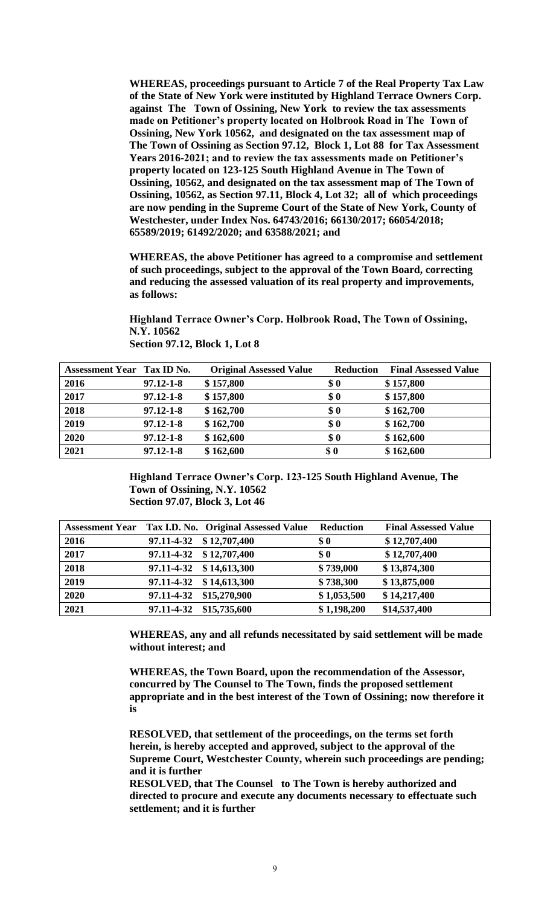**WHEREAS, proceedings pursuant to Article 7 of the Real Property Tax Law of the State of New York were instituted by Highland Terrace Owners Corp. against The Town of Ossining, New York to review the tax assessments made on Petitioner's property located on Holbrook Road in The Town of Ossining, New York 10562, and designated on the tax assessment map of The Town of Ossining as Section 97.12, Block 1, Lot 88 for Tax Assessment Years 2016-2021; and to review the tax assessments made on Petitioner's property located on 123-125 South Highland Avenue in The Town of Ossining, 10562, and designated on the tax assessment map of The Town of Ossining, 10562, as Section 97.11, Block 4, Lot 32; all of which proceedings are now pending in the Supreme Court of the State of New York, County of Westchester, under Index Nos. 64743/2016; 66130/2017; 66054/2018; 65589/2019; 61492/2020; and 63588/2021; and**

**WHEREAS, the above Petitioner has agreed to a compromise and settlement of such proceedings, subject to the approval of the Town Board, correcting and reducing the assessed valuation of its real property and improvements, as follows:**

**Highland Terrace Owner's Corp. Holbrook Road, The Town of Ossining, N.Y. 10562**
**Section 97.12, Block 1, Lot 8**

| Assessment Year | Tax ID No. | Original Assessed Value | Reduction | Final Assessed Value |
|---|---|---|---|---|
| 2016 | 97.12-1-8 | $ 157,800 | $ 0 | $ 157,800 |
| 2017 | 97.12-1-8 | $ 157,800 | $ 0 | $ 157,800 |
| 2018 | 97.12-1-8 | $ 162,700 | $ 0 | $ 162,700 |
| 2019 | 97.12-1-8 | $ 162,700 | $ 0 | $ 162,700 |
| 2020 | 97.12-1-8 | $ 162,600 | $ 0 | $ 162,600 |
| 2021 | 97.12-1-8 | $ 162,600 | $ 0 | $ 162,600 |

**Highland Terrace Owner's Corp. 123-125 South Highland Avenue, The Town of Ossining, N.Y. 10562**
**Section 97.07, Block 3, Lot 46**

| Assessment Year | Tax I.D. No. | Original Assessed Value | Reduction | Final Assessed Value |
|---|---|---|---|---|
| 2016 | 97.11-4-32 | $ 12,707,400 | $ 0 | $ 12,707,400 |
| 2017 | 97.11-4-32 | $ 12,707,400 | $ 0 | $ 12,707,400 |
| 2018 | 97.11-4-32 | $ 14,613,300 | $ 739,000 | $ 13,874,300 |
| 2019 | 97.11-4-32 | $ 14,613,300 | $ 738,300 | $ 13,875,000 |
| 2020 | 97.11-4-32 | $15,270,900 | $ 1,053,500 | $ 14,217,400 |
| 2021 | 97.11-4-32 | $15,735,600 | $ 1,198,200 | $14,537,400 |

**WHEREAS, any and all refunds necessitated by said settlement will be made without interest; and**

**WHEREAS, the Town Board, upon the recommendation of the Assessor, concurred by The Counsel to The Town, finds the proposed settlement appropriate and in the best interest of the Town of Ossining; now therefore it is**

**RESOLVED, that settlement of the proceedings, on the terms set forth herein, is hereby accepted and approved, subject to the approval of the Supreme Court, Westchester County, wherein such proceedings are pending; and it is further**

**RESOLVED, that The Counsel to The Town is hereby authorized and directed to procure and execute any documents necessary to effectuate such settlement; and it is further**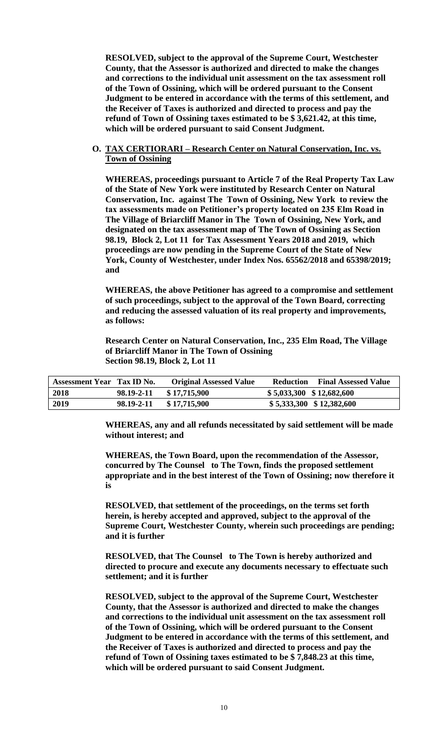**RESOLVED, subject to the approval of the Supreme Court, Westchester County, that the Assessor is authorized and directed to make the changes and corrections to the individual unit assessment on the tax assessment roll of the Town of Ossining, which will be ordered pursuant to the Consent Judgment to be entered in accordance with the terms of this settlement, and the Receiver of Taxes is authorized and directed to process and pay the refund of Town of Ossining taxes estimated to be $ 3,621.42, at this time, which will be ordered pursuant to said Consent Judgment.**

**O. <u>TAX CERTIORARI – Research Center on Natural Conservation, Inc. vs. Town of Ossining</u>**

**WHEREAS, proceedings pursuant to Article 7 of the Real Property Tax Law of the State of New York were instituted by Research Center on Natural Conservation, Inc. against The Town of Ossining, New York to review the tax assessments made on Petitioner's property located on 235 Elm Road in The Village of Briarcliff Manor in The Town of Ossining, New York, and designated on the tax assessment map of The Town of Ossining as Section 98.19, Block 2, Lot 11 for Tax Assessment Years 2018 and 2019, which proceedings are now pending in the Supreme Court of the State of New York, County of Westchester, under Index Nos. 65562/2018 and 65398/2019; and**

**WHEREAS, the above Petitioner has agreed to a compromise and settlement of such proceedings, subject to the approval of the Town Board, correcting and reducing the assessed valuation of its real property and improvements, as follows:**

**Research Center on Natural Conservation, Inc., 235 Elm Road, The Village of Briarcliff Manor in The Town of Ossining**
**Section 98.19, Block 2, Lot 11**

| Assessment Year | Tax ID No. | Original Assessed Value | Reduction | Final Assessed Value |
|---|---|---|---|---|
| 2018 | 98.19-2-11 | $ 17,715,900 | $ 5,033,300 | $ 12,682,600 |
| 2019 | 98.19-2-11 | $ 17,715,900 | $ 5,333,300 | $ 12,382,600 |

**WHEREAS, any and all refunds necessitated by said settlement will be made without interest; and**

**WHEREAS, the Town Board, upon the recommendation of the Assessor, concurred by The Counsel to The Town, finds the proposed settlement appropriate and in the best interest of the Town of Ossining; now therefore it is**

**RESOLVED, that settlement of the proceedings, on the terms set forth herein, is hereby accepted and approved, subject to the approval of the Supreme Court, Westchester County, wherein such proceedings are pending; and it is further**

**RESOLVED, that The Counsel to The Town is hereby authorized and directed to procure and execute any documents necessary to effectuate such settlement; and it is further**

**RESOLVED, subject to the approval of the Supreme Court, Westchester County, that the Assessor is authorized and directed to make the changes and corrections to the individual unit assessment on the tax assessment roll of the Town of Ossining, which will be ordered pursuant to the Consent Judgment to be entered in accordance with the terms of this settlement, and the Receiver of Taxes is authorized and directed to process and pay the refund of Town of Ossining taxes estimated to be $ 7,848.23 at this time, which will be ordered pursuant to said Consent Judgment.**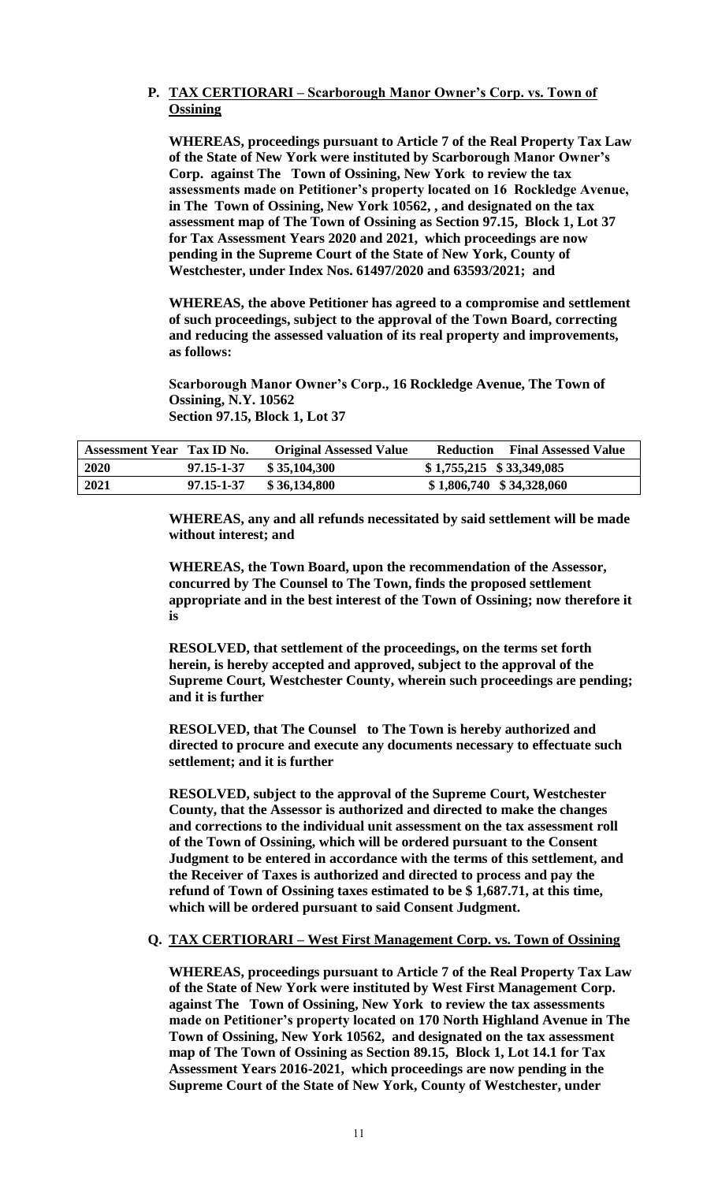**P. TAX CERTIORARI – Scarborough Manor Owner's Corp. vs. Town of Ossining**

**WHEREAS, proceedings pursuant to Article 7 of the Real Property Tax Law of the State of New York were instituted by Scarborough Manor Owner's Corp. against The Town of Ossining, New York to review the tax assessments made on Petitioner's property located on 16 Rockledge Avenue, in The Town of Ossining, New York 10562, , and designated on the tax assessment map of The Town of Ossining as Section 97.15, Block 1, Lot 37 for Tax Assessment Years 2020 and 2021, which proceedings are now pending in the Supreme Court of the State of New York, County of Westchester, under Index Nos. 61497/2020 and 63593/2021; and**

**WHEREAS, the above Petitioner has agreed to a compromise and settlement of such proceedings, subject to the approval of the Town Board, correcting and reducing the assessed valuation of its real property and improvements, as follows:**

**Scarborough Manor Owner's Corp., 16 Rockledge Avenue, The Town of Ossining, N.Y. 10562**
**Section 97.15, Block 1, Lot 37**

| Assessment Year | Tax ID No. | Original Assessed Value | Reduction | Final Assessed Value |
|---|---|---|---|---|
| 2020 | 97.15-1-37 | $ 35,104,300 | $ 1,755,215 | $ 33,349,085 |
| 2021 | 97.15-1-37 | $ 36,134,800 | $ 1,806,740 | $ 34,328,060 |

**WHEREAS, any and all refunds necessitated by said settlement will be made without interest; and**

**WHEREAS, the Town Board, upon the recommendation of the Assessor, concurred by The Counsel to The Town, finds the proposed settlement appropriate and in the best interest of the Town of Ossining; now therefore it is**

**RESOLVED, that settlement of the proceedings, on the terms set forth herein, is hereby accepted and approved, subject to the approval of the Supreme Court, Westchester County, wherein such proceedings are pending; and it is further**

**RESOLVED, that The Counsel to The Town is hereby authorized and directed to procure and execute any documents necessary to effectuate such settlement; and it is further**

**RESOLVED, subject to the approval of the Supreme Court, Westchester County, that the Assessor is authorized and directed to make the changes and corrections to the individual unit assessment on the tax assessment roll of the Town of Ossining, which will be ordered pursuant to the Consent Judgment to be entered in accordance with the terms of this settlement, and the Receiver of Taxes is authorized and directed to process and pay the refund of Town of Ossining taxes estimated to be $ 1,687.71, at this time, which will be ordered pursuant to said Consent Judgment.**

**Q. TAX CERTIORARI – West First Management Corp. vs. Town of Ossining**

**WHEREAS, proceedings pursuant to Article 7 of the Real Property Tax Law of the State of New York were instituted by West First Management Corp. against The Town of Ossining, New York to review the tax assessments made on Petitioner's property located on 170 North Highland Avenue in The Town of Ossining, New York 10562, and designated on the tax assessment map of The Town of Ossining as Section 89.15, Block 1, Lot 14.1 for Tax Assessment Years 2016-2021, which proceedings are now pending in the Supreme Court of the State of New York, County of Westchester, under**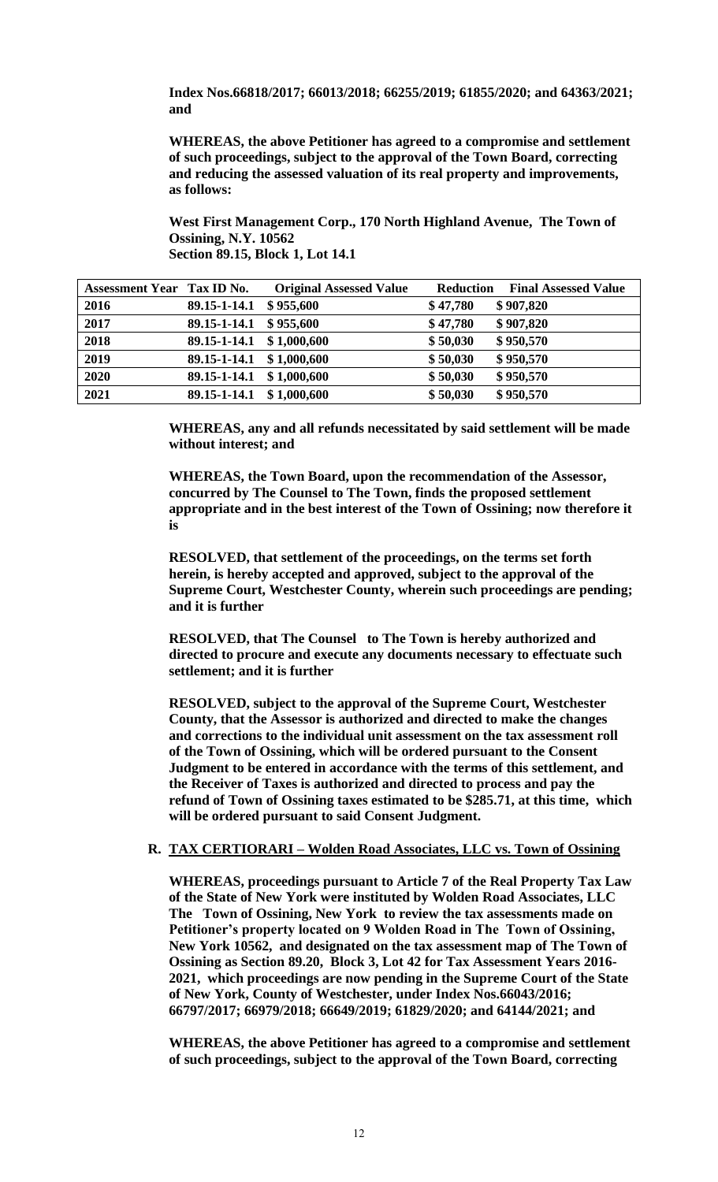**Index Nos.66818/2017; 66013/2018; 66255/2019; 61855/2020; and 64363/2021; and**

**WHEREAS, the above Petitioner has agreed to a compromise and settlement of such proceedings, subject to the approval of the Town Board, correcting and reducing the assessed valuation of its real property and improvements, as follows:**

**West First Management Corp., 170 North Highland Avenue, The Town of Ossining, N.Y. 10562**
**Section 89.15, Block 1, Lot 14.1**

| Assessment Year | Tax ID No. | Original Assessed Value | Reduction | Final Assessed Value |
|---|---|---|---|---|
| 2016 | 89.15-1-14.1 | $ 955,600 | $ 47,780 | $ 907,820 |
| 2017 | 89.15-1-14.1 | $ 955,600 | $ 47,780 | $ 907,820 |
| 2018 | 89.15-1-14.1 | $ 1,000,600 | $ 50,030 | $ 950,570 |
| 2019 | 89.15-1-14.1 | $ 1,000,600 | $ 50,030 | $ 950,570 |
| 2020 | 89.15-1-14.1 | $ 1,000,600 | $ 50,030 | $ 950,570 |
| 2021 | 89.15-1-14.1 | $ 1,000,600 | $ 50,030 | $ 950,570 |

**WHEREAS, any and all refunds necessitated by said settlement will be made without interest; and**

**WHEREAS, the Town Board, upon the recommendation of the Assessor, concurred by The Counsel to The Town, finds the proposed settlement appropriate and in the best interest of the Town of Ossining; now therefore it is**

**RESOLVED, that settlement of the proceedings, on the terms set forth herein, is hereby accepted and approved, subject to the approval of the Supreme Court, Westchester County, wherein such proceedings are pending; and it is further**

**RESOLVED, that The Counsel to The Town is hereby authorized and directed to procure and execute any documents necessary to effectuate such settlement; and it is further**

**RESOLVED, subject to the approval of the Supreme Court, Westchester County, that the Assessor is authorized and directed to make the changes and corrections to the individual unit assessment on the tax assessment roll of the Town of Ossining, which will be ordered pursuant to the Consent Judgment to be entered in accordance with the terms of this settlement, and the Receiver of Taxes is authorized and directed to process and pay the refund of Town of Ossining taxes estimated to be $285.71, at this time, which will be ordered pursuant to said Consent Judgment.**

**R. TAX CERTIORARI – Wolden Road Associates, LLC vs. Town of Ossining**

**WHEREAS, proceedings pursuant to Article 7 of the Real Property Tax Law of the State of New York were instituted by Wolden Road Associates, LLC The Town of Ossining, New York to review the tax assessments made on Petitioner's property located on 9 Wolden Road in The Town of Ossining, New York 10562, and designated on the tax assessment map of The Town of Ossining as Section 89.20, Block 3, Lot 42 for Tax Assessment Years 2016-2021, which proceedings are now pending in the Supreme Court of the State of New York, County of Westchester, under Index Nos.66043/2016; 66797/2017; 66979/2018; 66649/2019; 61829/2020; and 64144/2021; and**

**WHEREAS, the above Petitioner has agreed to a compromise and settlement of such proceedings, subject to the approval of the Town Board, correcting**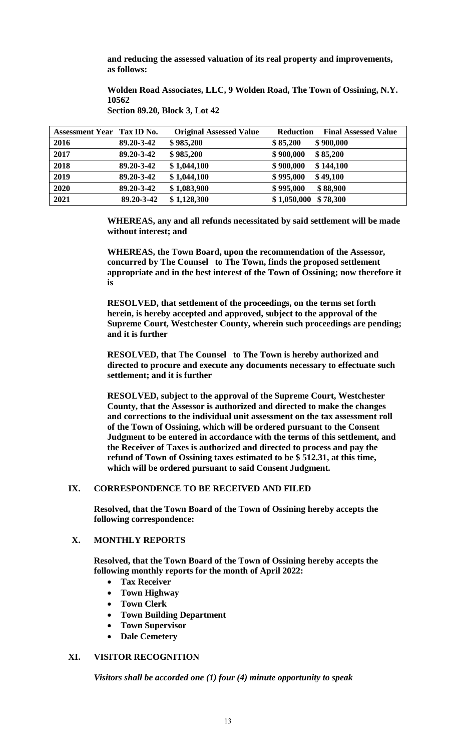**and reducing the assessed valuation of its real property and improvements, as follows:**

**Wolden Road Associates, LLC, 9 Wolden Road, The Town of Ossining, N.Y. 10562**
**Section 89.20, Block 3, Lot 42**

| Assessment Year | Tax ID No. | Original Assessed Value | Reduction | Final Assessed Value |
|---|---|---|---|---|
| 2016 | 89.20-3-42 | $ 985,200 | $ 85,200 | $ 900,000 |
| 2017 | 89.20-3-42 | $ 985,200 | $ 900,000 | $ 85,200 |
| 2018 | 89.20-3-42 | $ 1,044,100 | $ 900,000 | $ 144,100 |
| 2019 | 89.20-3-42 | $ 1,044,100 | $ 995,000 | $ 49,100 |
| 2020 | 89.20-3-42 | $ 1,083,900 | $ 995,000 | $ 88,900 |
| 2021 | 89.20-3-42 | $ 1,128,300 | $ 1,050,000 | $ 78,300 |

**WHEREAS, any and all refunds necessitated by said settlement will be made without interest; and**

**WHEREAS, the Town Board, upon the recommendation of the Assessor, concurred by The Counsel to The Town, finds the proposed settlement appropriate and in the best interest of the Town of Ossining; now therefore it is**

**RESOLVED, that settlement of the proceedings, on the terms set forth herein, is hereby accepted and approved, subject to the approval of the Supreme Court, Westchester County, wherein such proceedings are pending; and it is further**

**RESOLVED, that The Counsel to The Town is hereby authorized and directed to procure and execute any documents necessary to effectuate such settlement; and it is further**

**RESOLVED, subject to the approval of the Supreme Court, Westchester County, that the Assessor is authorized and directed to make the changes and corrections to the individual unit assessment on the tax assessment roll of the Town of Ossining, which will be ordered pursuant to the Consent Judgment to be entered in accordance with the terms of this settlement, and the Receiver of Taxes is authorized and directed to process and pay the refund of Town of Ossining taxes estimated to be $ 512.31, at this time, which will be ordered pursuant to said Consent Judgment.**

## IX. CORRESPONDENCE TO BE RECEIVED AND FILED

**Resolved, that the Town Board of the Town of Ossining hereby accepts the following correspondence:**

## X. MONTHLY REPORTS

**Resolved, that the Town Board of the Town of Ossining hereby accepts the following monthly reports for the month of April 2022:**

- **Tax Receiver**
- **Town Highway**
- **Town Clerk**
- **Town Building Department**
- **Town Supervisor**
- **Dale Cemetery**

## XI. VISITOR RECOGNITION

***Visitors shall be accorded one (1) four (4) minute opportunity to speak***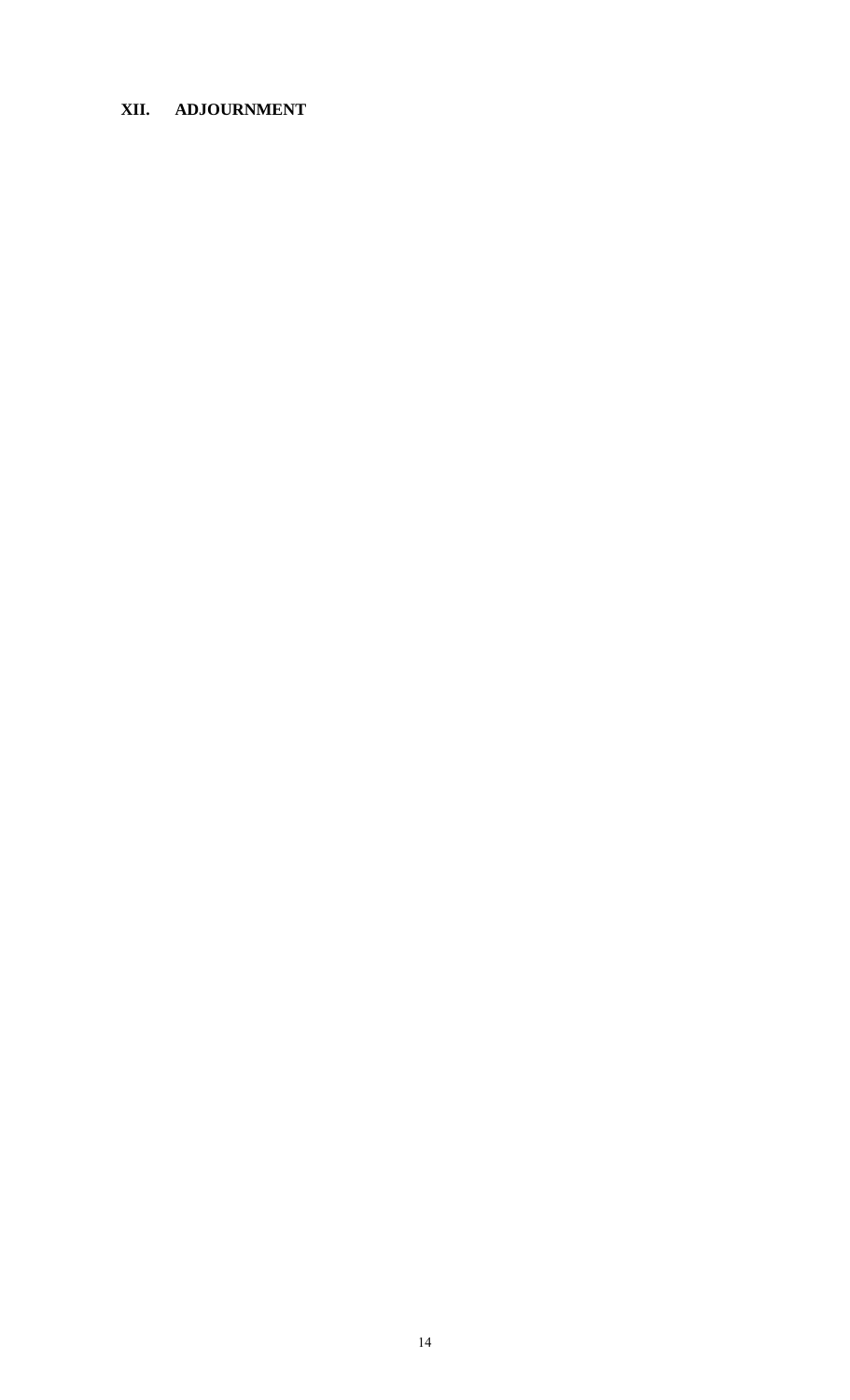## XII. ADJOURNMENT